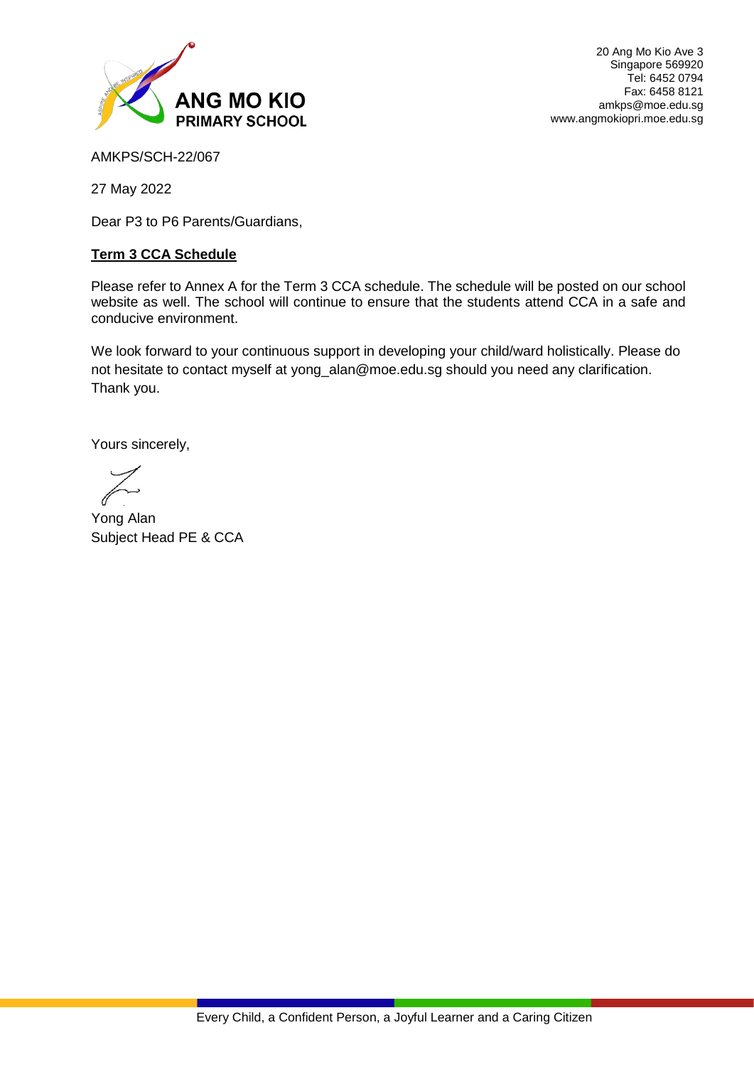**ANG MO KIO PRIMARY SCHOOL**

20 Ang Mo Kio Ave 3
Singapore 569920
Tel: 6452 0794
Fax: 6458 8121
amkps@moe.edu.sg
www.angmokiopri.moe.edu.sg

AMKPS/SCH-22/067

27 May 2022

Dear P3 to P6 Parents/Guardians,

**Term 3 CCA Schedule**

Please refer to Annex A for the Term 3 CCA schedule. The schedule will be posted on our school website as well. The school will continue to ensure that the students attend CCA in a safe and conducive environment.

We look forward to your continuous support in developing your child/ward holistically. Please do not hesitate to contact myself at yong_alan@moe.edu.sg should you need any clarification. Thank you.

Yours sincerely,

Yong Alan
Subject Head PE & CCA

Every Child, a Confident Person, a Joyful Learner and a Caring Citizen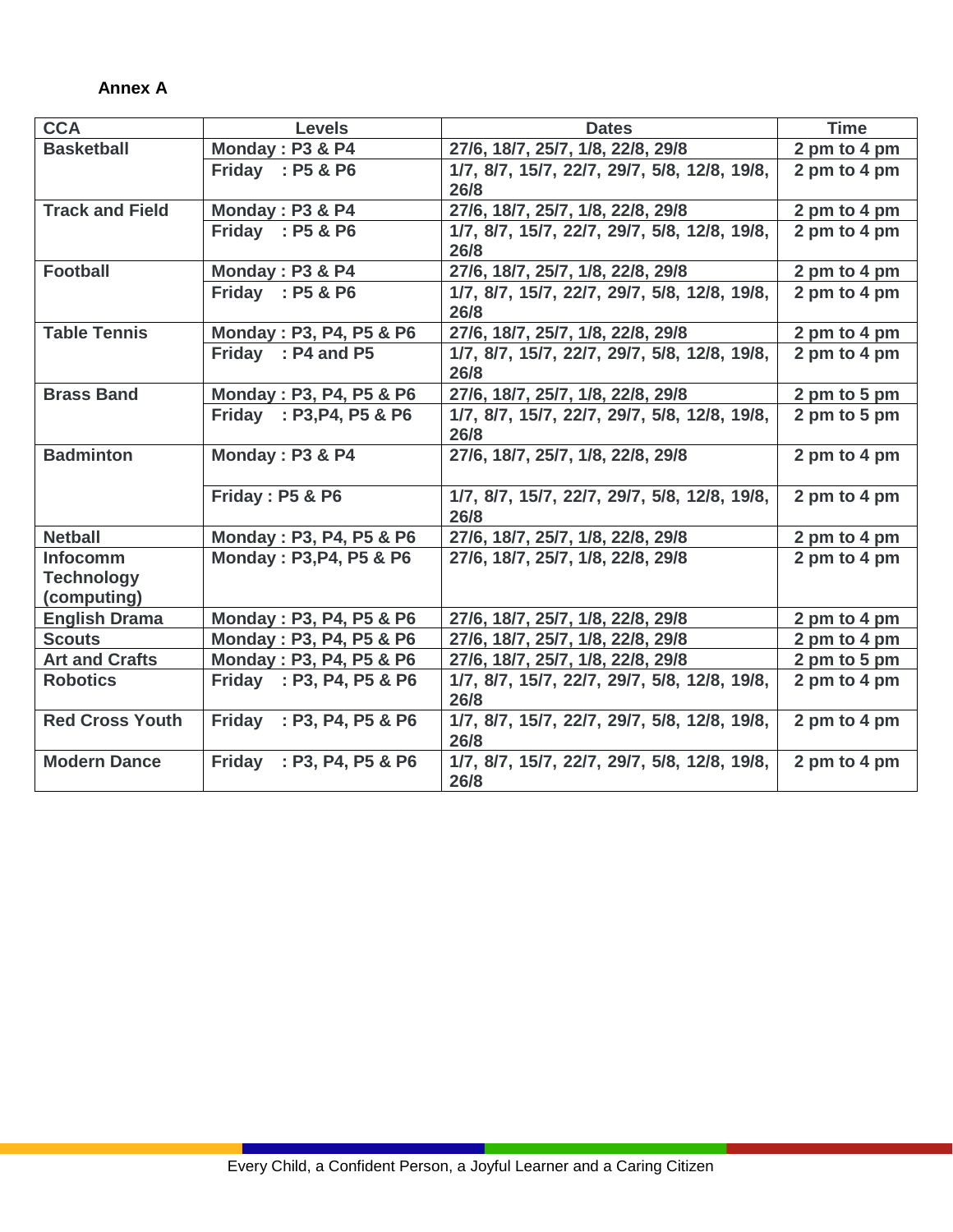**Annex A**

| CCA | Levels | Dates | Time |
|---|---|---|---|
| **Basketball** | **Monday : P3 & P4** | **27/6, 18/7, 25/7, 1/8, 22/8, 29/8** | **2 pm to 4 pm** |
| | **Friday : P5 & P6** | **1/7, 8/7, 15/7, 22/7, 29/7, 5/8, 12/8, 19/8, 26/8** | **2 pm to 4 pm** |
| **Track and Field** | **Monday : P3 & P4** | **27/6, 18/7, 25/7, 1/8, 22/8, 29/8** | **2 pm to 4 pm** |
| | **Friday : P5 & P6** | **1/7, 8/7, 15/7, 22/7, 29/7, 5/8, 12/8, 19/8, 26/8** | **2 pm to 4 pm** |
| **Football** | **Monday : P3 & P4** | **27/6, 18/7, 25/7, 1/8, 22/8, 29/8** | **2 pm to 4 pm** |
| | **Friday : P5 & P6** | **1/7, 8/7, 15/7, 22/7, 29/7, 5/8, 12/8, 19/8, 26/8** | **2 pm to 4 pm** |
| **Table Tennis** | **Monday : P3, P4, P5 & P6** | **27/6, 18/7, 25/7, 1/8, 22/8, 29/8** | **2 pm to 4 pm** |
| | **Friday : P4 and P5** | **1/7, 8/7, 15/7, 22/7, 29/7, 5/8, 12/8, 19/8, 26/8** | **2 pm to 4 pm** |
| **Brass Band** | **Monday : P3, P4, P5 & P6** | **27/6, 18/7, 25/7, 1/8, 22/8, 29/8** | **2 pm to 5 pm** |
| | **Friday : P3,P4, P5 & P6** | **1/7, 8/7, 15/7, 22/7, 29/7, 5/8, 12/8, 19/8, 26/8** | **2 pm to 5 pm** |
| **Badminton** | **Monday : P3 & P4** | **27/6, 18/7, 25/7, 1/8, 22/8, 29/8** | **2 pm to 4 pm** |
| | **Friday : P5 & P6** | **1/7, 8/7, 15/7, 22/7, 29/7, 5/8, 12/8, 19/8, 26/8** | **2 pm to 4 pm** |
| **Netball** | **Monday : P3, P4, P5 & P6** | **27/6, 18/7, 25/7, 1/8, 22/8, 29/8** | **2 pm to 4 pm** |
| **Infocomm Technology (computing)** | **Monday : P3,P4, P5 & P6** | **27/6, 18/7, 25/7, 1/8, 22/8, 29/8** | **2 pm to 4 pm** |
| **English Drama** | **Monday : P3, P4, P5 & P6** | **27/6, 18/7, 25/7, 1/8, 22/8, 29/8** | **2 pm to 4 pm** |
| **Scouts** | **Monday : P3, P4, P5 & P6** | **27/6, 18/7, 25/7, 1/8, 22/8, 29/8** | **2 pm to 4 pm** |
| **Art and Crafts** | **Monday : P3, P4, P5 & P6** | **27/6, 18/7, 25/7, 1/8, 22/8, 29/8** | **2 pm to 5 pm** |
| **Robotics** | **Friday : P3, P4, P5 & P6** | **1/7, 8/7, 15/7, 22/7, 29/7, 5/8, 12/8, 19/8, 26/8** | **2 pm to 4 pm** |
| **Red Cross Youth** | **Friday : P3, P4, P5 & P6** | **1/7, 8/7, 15/7, 22/7, 29/7, 5/8, 12/8, 19/8, 26/8** | **2 pm to 4 pm** |
| **Modern Dance** | **Friday : P3, P4, P5 & P6** | **1/7, 8/7, 15/7, 22/7, 29/7, 5/8, 12/8, 19/8, 26/8** | **2 pm to 4 pm** |